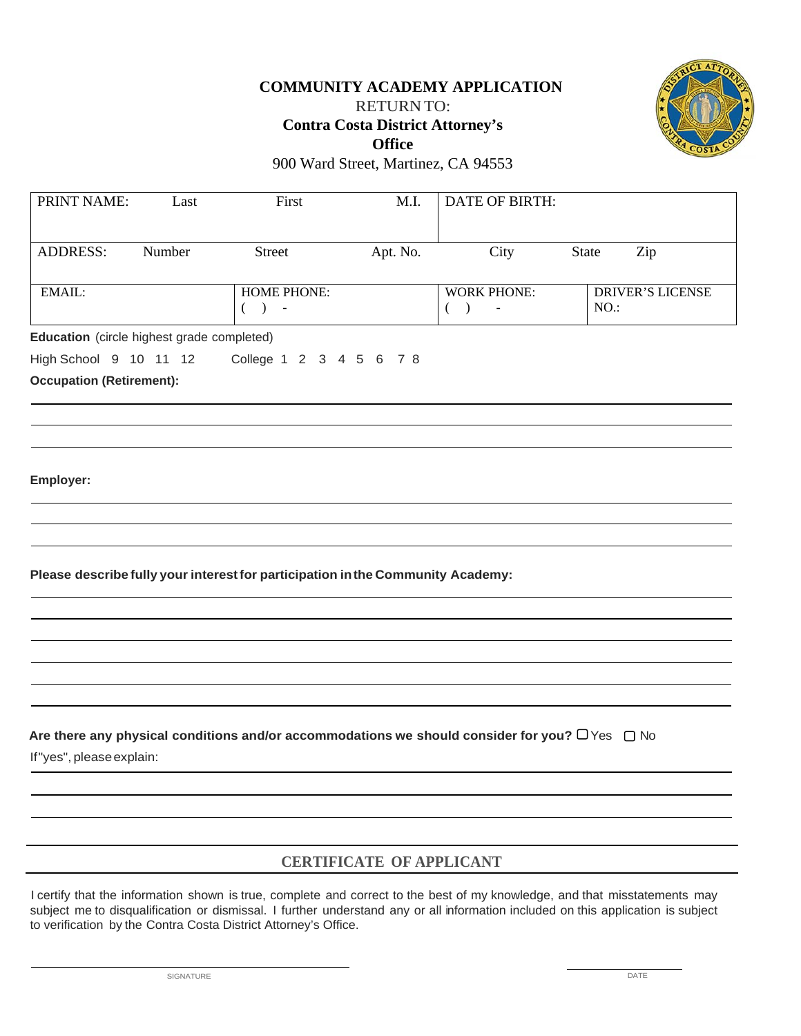# COMMUNITY ACADEMY APPLICATION

RETURN TO:

**Contra Costa District Attorney's Office**

900 Ward Street, Martinez, CA 94553

| PRINT NAME: Last | First | M.I. | DATE OF BIRTH: | |
|---|---|---|---|---|
| ADDRESS: Number | Street | Apt. No. | City | State Zip |
| EMAIL: | HOME PHONE: ( ) - | | WORK PHONE: ( ) - | DRIVER'S LICENSE NO.: |

**Education** (circle highest grade completed)

High School 9 10 11 12 College 1 2 3 4 5 6 7 8

**Occupation (Retirement):**

______________________________________________________________________

______________________________________________________________________

______________________________________________________________________

**Employer:**

______________________________________________________________________

______________________________________________________________________

______________________________________________________________________

**Please describe fully your interest for participation in the Community Academy:**

______________________________________________________________________

______________________________________________________________________

______________________________________________________________________

______________________________________________________________________

______________________________________________________________________

______________________________________________________________________

**Are there any physical conditions and/or accommodations we should consider for you?** ☐ Yes ☐ No

If "yes", please explain:

______________________________________________________________________

______________________________________________________________________

______________________________________________________________________

## CERTIFICATE OF APPLICANT

I certify that the information shown is true, complete and correct to the best of my knowledge, and that misstatements may subject me to disqualification or dismissal. I further understand any or all information included on this application is subject to verification by the Contra Costa District Attorney's Office.

______________________________ SIGNATURE

______________ DATE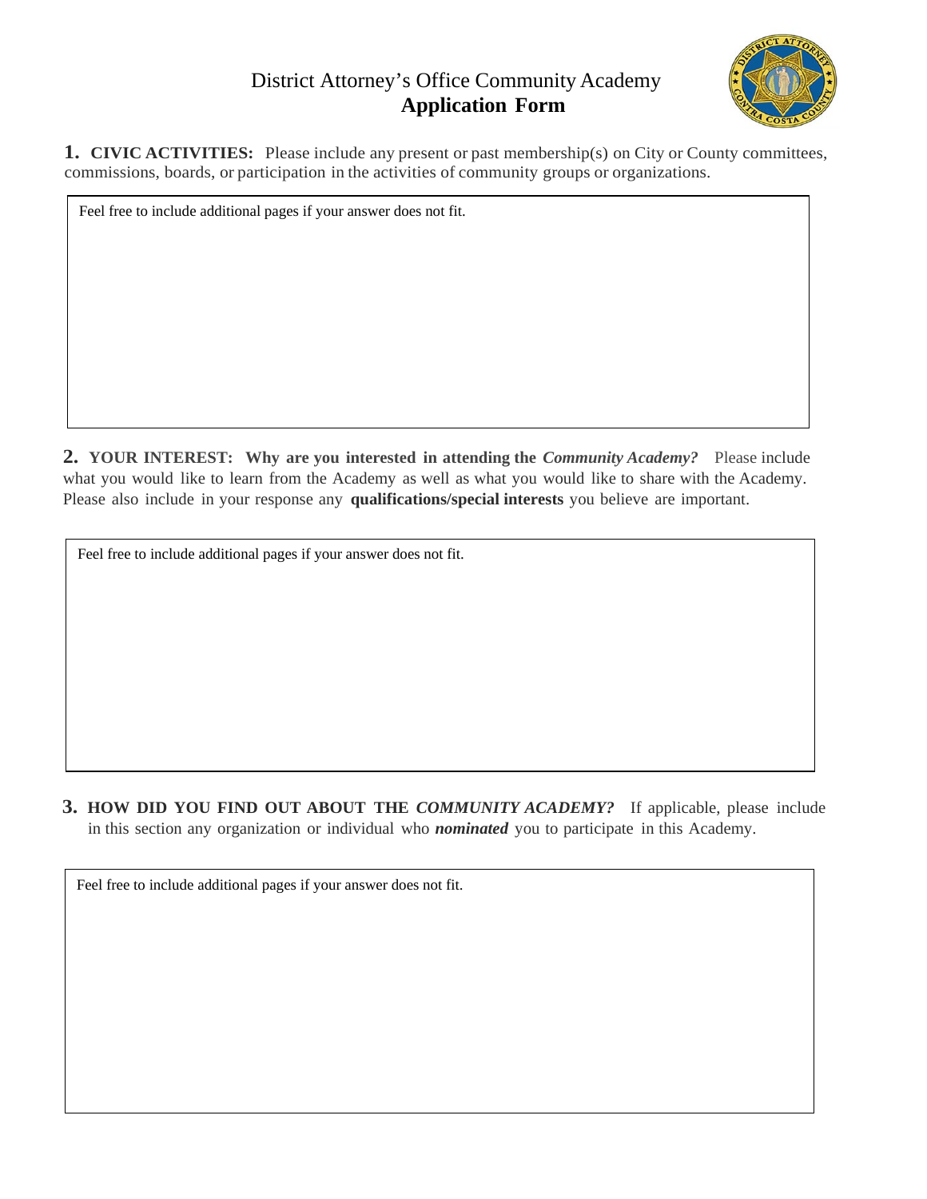District Attorney's Office Community Academy
**Application Form**

**1. CIVIC ACTIVITIES:** Please include any present or past membership(s) on City or County committees, commissions, boards, or participation in the activities of community groups or organizations.

Feel free to include additional pages if your answer does not fit.

**2. YOUR INTEREST: Why are you interested in attending the *Community Academy?*** Please include what you would like to learn from the Academy as well as what you would like to share with the Academy. Please also include in your response any **qualifications/special interests** you believe are important.

Feel free to include additional pages if your answer does not fit.

**3. HOW DID YOU FIND OUT ABOUT THE *COMMUNITY ACADEMY?*** If applicable, please include in this section any organization or individual who ***nominated*** you to participate in this Academy.

Feel free to include additional pages if your answer does not fit.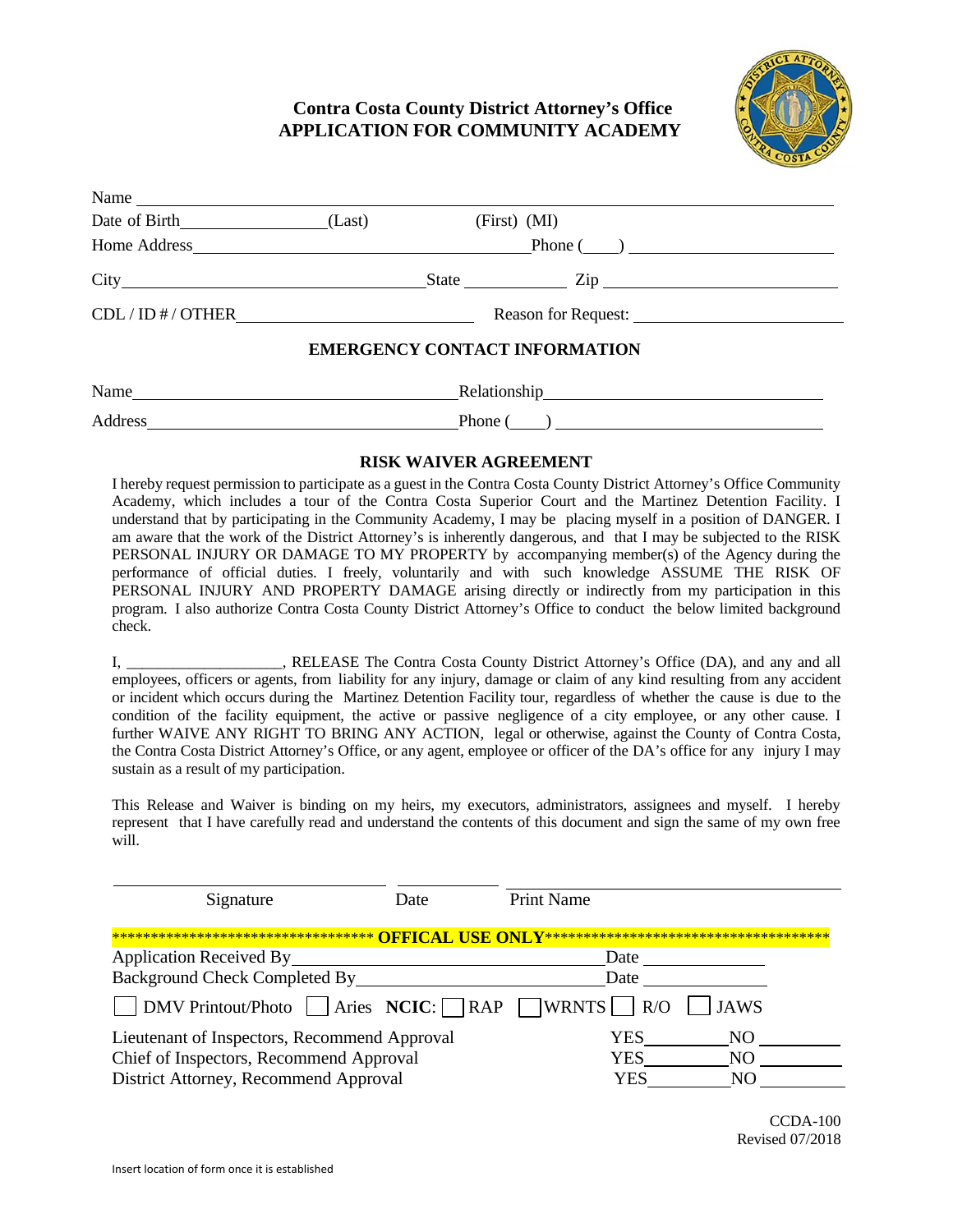# Contra Costa County District Attorney's Office
# APPLICATION FOR COMMUNITY ACADEMY

Name ____________________________________________

Date of Birth ______________ (Last) (First) (MI)

Home Address ______________________________ Phone (____) ______________________

City ______________________________ State __________ Zip ______________________

CDL / ID # / OTHER ______________________ Reason for Request: ______________________

## EMERGENCY CONTACT INFORMATION

Name ______________________________ Relationship ______________________________

Address ______________________________ Phone (____) ______________________________

## RISK WAIVER AGREEMENT

I hereby request permission to participate as a guest in the Contra Costa County District Attorney's Office Community Academy, which includes a tour of the Contra Costa Superior Court and the Martinez Detention Facility. I understand that by participating in the Community Academy, I may be placing myself in a position of DANGER. I am aware that the work of the District Attorney's is inherently dangerous, and that I may be subjected to the RISK PERSONAL INJURY OR DAMAGE TO MY PROPERTY by accompanying member(s) of the Agency during the performance of official duties. I freely, voluntarily and with such knowledge ASSUME THE RISK OF PERSONAL INJURY AND PROPERTY DAMAGE arising directly or indirectly from my participation in this program. I also authorize Contra Costa County District Attorney's Office to conduct the below limited background check.

I, ___________________, RELEASE The Contra Costa County District Attorney's Office (DA), and any and all employees, officers or agents, from liability for any injury, damage or claim of any kind resulting from any accident or incident which occurs during the Martinez Detention Facility tour, regardless of whether the cause is due to the condition of the facility equipment, the active or passive negligence of a city employee, or any other cause. I further WAIVE ANY RIGHT TO BRING ANY ACTION, legal or otherwise, against the County of Contra Costa, the Contra Costa District Attorney's Office, or any agent, employee or officer of the DA's office for any injury I may sustain as a result of my participation.

This Release and Waiver is binding on my heirs, my executors, administrators, assignees and myself. I hereby represent that I have carefully read and understand the contents of this document and sign the same of my own free will.

______________________ ____________ ______________________

Signature Date Print Name

********************************** **OFFICAL USE ONLY** **************************************

Application Received By ______________________________ Date ______________

Background Check Completed By ______________________________ Date ______________

☐ DMV Printout/Photo ☐ Aries **NCIC**: ☐ RAP ☐ WRNTS ☐ R/O ☐ JAWS

Lieutenant of Inspectors, Recommend Approval YES________ NO ________

Chief of Inspectors, Recommend Approval YES________ NO ________

District Attorney, Recommend Approval YES________ NO ________

CCDA-100
Revised 07/2018

Insert location of form once it is established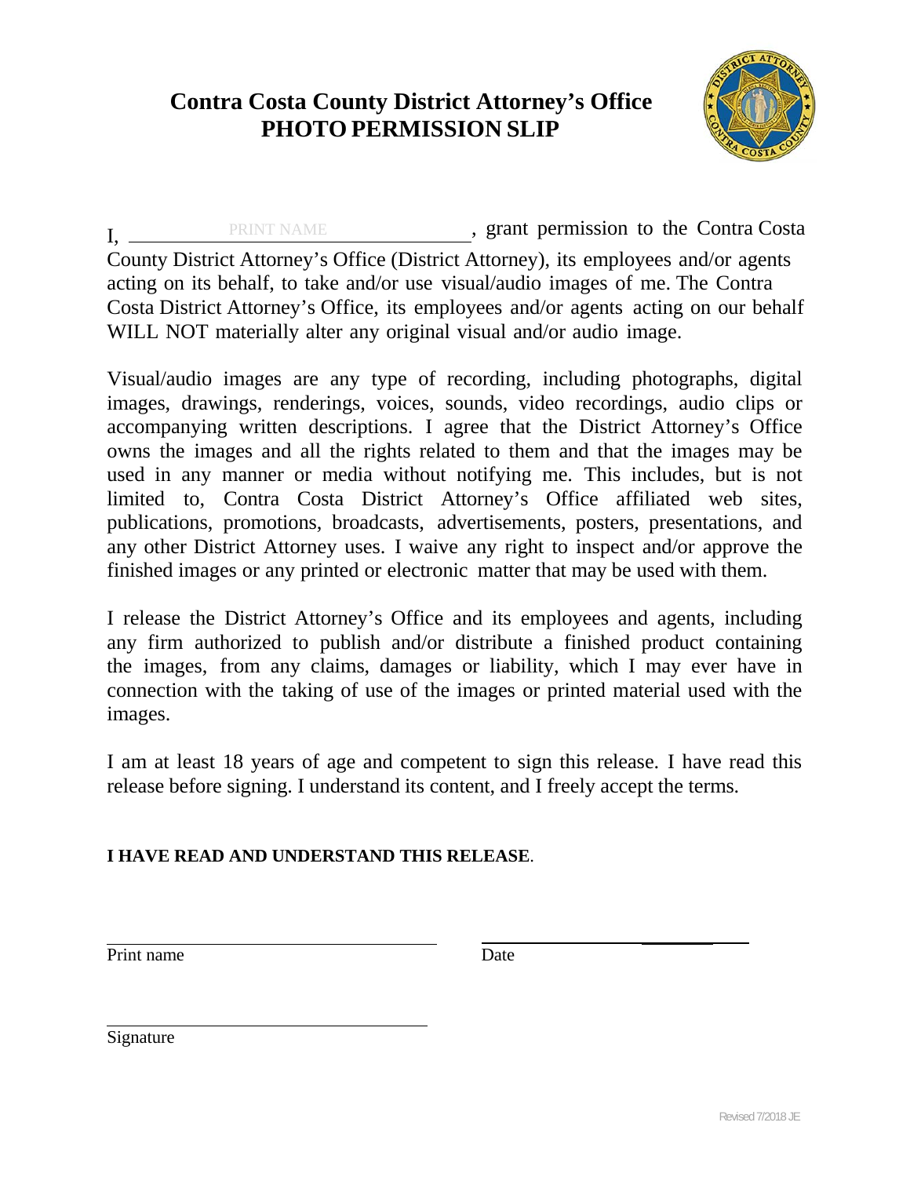# Contra Costa County District Attorney's Office
## PHOTO PERMISSION SLIP

I, \_\_\_\_\_\_\_\_\_\_PRINT NAME\_\_\_\_\_\_\_\_\_\_, grant permission to the Contra Costa County District Attorney's Office (District Attorney), its employees and/or agents acting on its behalf, to take and/or use visual/audio images of me. The Contra Costa District Attorney's Office, its employees and/or agents acting on our behalf WILL NOT materially alter any original visual and/or audio image.

Visual/audio images are any type of recording, including photographs, digital images, drawings, renderings, voices, sounds, video recordings, audio clips or accompanying written descriptions. I agree that the District Attorney's Office owns the images and all the rights related to them and that the images may be used in any manner or media without notifying me. This includes, but is not limited to, Contra Costa District Attorney's Office affiliated web sites, publications, promotions, broadcasts, advertisements, posters, presentations, and any other District Attorney uses. I waive any right to inspect and/or approve the finished images or any printed or electronic matter that may be used with them.

I release the District Attorney's Office and its employees and agents, including any firm authorized to publish and/or distribute a finished product containing the images, from any claims, damages or liability, which I may ever have in connection with the taking of use of the images or printed material used with the images.

I am at least 18 years of age and competent to sign this release. I have read this release before signing. I understand its content, and I freely accept the terms.

**I HAVE READ AND UNDERSTAND THIS RELEASE**.

\_\_\_\_\_\_\_\_\_\_\_\_\_\_\_\_\_\_\_\_\_\_\_\_\_\_\_\_ \_\_\_\_\_\_\_\_\_\_\_\_\_\_\_\_\_\_\_\_\_\_
Print name Date

\_\_\_\_\_\_\_\_\_\_\_\_\_\_\_\_\_\_\_\_\_\_\_\_\_\_\_\_
Signature

Revised 7/2018 JE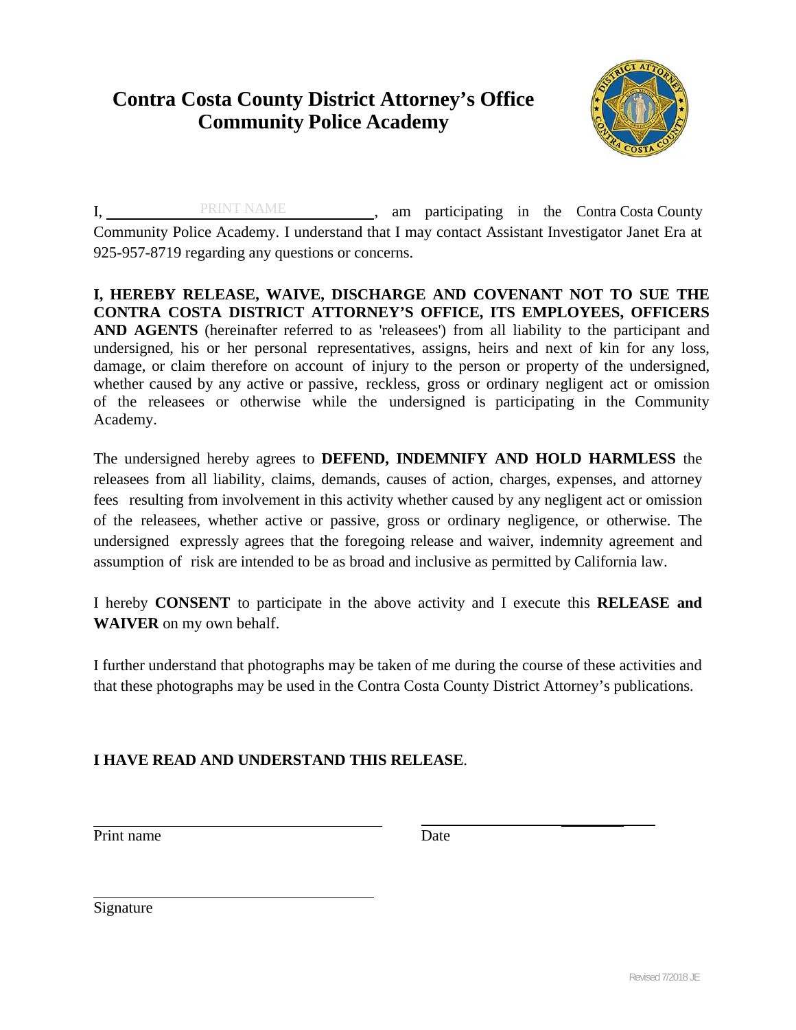# Contra Costa County District Attorney's Office
# Community Police Academy

I, ______PRINT NAME______, am participating in the Contra Costa County Community Police Academy. I understand that I may contact Assistant Investigator Janet Era at 925-957-8719 regarding any questions or concerns.

**I, HEREBY RELEASE, WAIVE, DISCHARGE AND COVENANT NOT TO SUE THE CONTRA COSTA DISTRICT ATTORNEY'S OFFICE, ITS EMPLOYEES, OFFICERS AND AGENTS** (hereinafter referred to as 'releasees') from all liability to the participant and undersigned, his or her personal representatives, assigns, heirs and next of kin for any loss, damage, or claim therefore on account of injury to the person or property of the undersigned, whether caused by any active or passive, reckless, gross or ordinary negligent act or omission of the releasees or otherwise while the undersigned is participating in the Community Academy.

The undersigned hereby agrees to **DEFEND, INDEMNIFY AND HOLD HARMLESS** the releasees from all liability, claims, demands, causes of action, charges, expenses, and attorney fees resulting from involvement in this activity whether caused by any negligent act or omission of the releasees, whether active or passive, gross or ordinary negligence, or otherwise. The undersigned expressly agrees that the foregoing release and waiver, indemnity agreement and assumption of risk are intended to be as broad and inclusive as permitted by California law.

I hereby **CONSENT** to participate in the above activity and I execute this **RELEASE and WAIVER** on my own behalf.

I further understand that photographs may be taken of me during the course of these activities and that these photographs may be used in the Contra Costa County District Attorney's publications.

**I HAVE READ AND UNDERSTAND THIS RELEASE**.

______________________________ ______________________________

Print name Date

______________________________

Signature

Revised 7/2018 JE